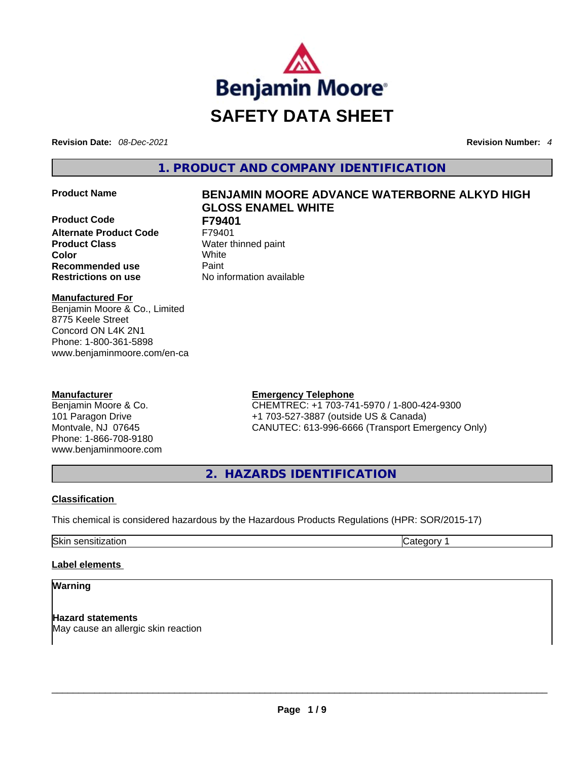Benjamin Moore®

# SAFETY DATA SHEET

**Revision Date:** *08-Dec-2021* **Revision Number:** *4*

## 1. PRODUCT AND COMPANY IDENTIFICATION

| | |
|---|---|
| **Product Name** | **BENJAMIN MOORE ADVANCE WATERBORNE ALKYD HIGH GLOSS ENAMEL WHITE** |
| **Product Code** | **F79401** |
| **Alternate Product Code** | F79401 |
| **Product Class** | Water thinned paint |
| **Color** | White |
| **Recommended use** | Paint |
| **Restrictions on use** | No information available |

**Manufactured For**
Benjamin Moore & Co., Limited
8775 Keele Street
Concord ON L4K 2N1
Phone: 1-800-361-5898
www.benjaminmoore.com/en-ca

**Manufacturer**
Benjamin Moore & Co.
101 Paragon Drive
Montvale, NJ 07645
Phone: 1-866-708-9180
www.benjaminmoore.com

**Emergency Telephone**
CHEMTREC: +1 703-741-5970 / 1-800-424-9300
+1 703-527-3887 (outside US & Canada)
CANUTEC: 613-996-6666 (Transport Emergency Only)

## 2. HAZARDS IDENTIFICATION

**Classification**

This chemical is considered hazardous by the Hazardous Products Regulations (HPR: SOR/2015-17)

| | |
|---|---|
| Skin sensitization | Category 1 |

**Label elements**

**Warning**

**Hazard statements**
May cause an allergic skin reaction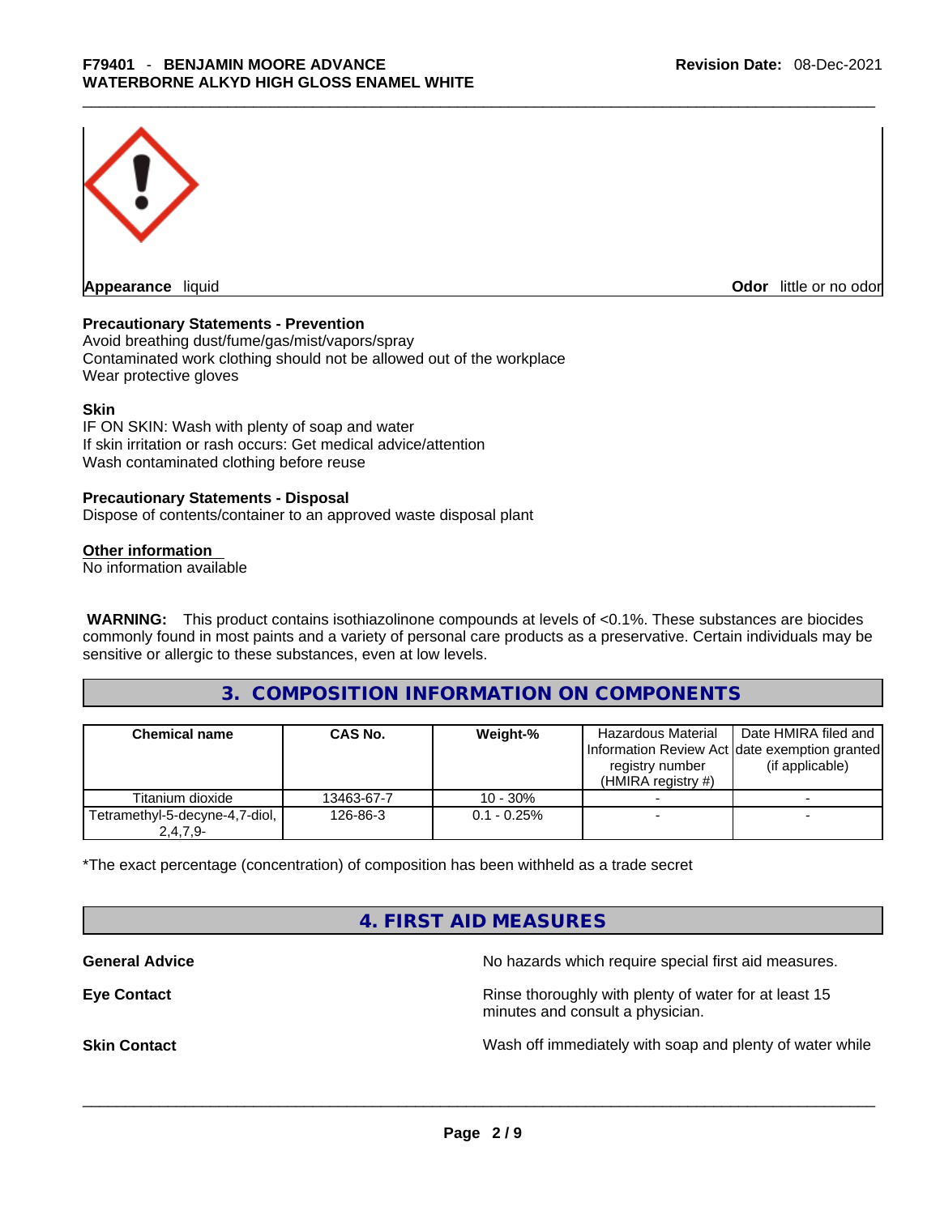**Appearance** liquid **Odor** little or no odor

**Precautionary Statements - Prevention**
Avoid breathing dust/fume/gas/mist/vapors/spray
Contaminated work clothing should not be allowed out of the workplace
Wear protective gloves

**Skin**
IF ON SKIN: Wash with plenty of soap and water
If skin irritation or rash occurs: Get medical advice/attention
Wash contaminated clothing before reuse

**Precautionary Statements - Disposal**
Dispose of contents/container to an approved waste disposal plant

**Other information**
No information available

**WARNING:** This product contains isothiazolinone compounds at levels of <0.1%. These substances are biocides commonly found in most paints and a variety of personal care products as a preservative. Certain individuals may be sensitive or allergic to these substances, even at low levels.

## 3. COMPOSITION INFORMATION ON COMPONENTS

| Chemical name | CAS No. | Weight-% | Hazardous Material Information Review Act registry number (HMIRA registry #) | Date HMIRA filed and date exemption granted (if applicable) |
|---|---|---|---|---|
| Titanium dioxide | 13463-67-7 | 10 - 30% | - | - |
| Tetramethyl-5-decyne-4,7-diol, 2,4,7,9- | 126-86-3 | 0.1 - 0.25% | - | - |

*The exact percentage (concentration) of composition has been withheld as a trade secret

## 4. FIRST AID MEASURES

**General Advice** No hazards which require special first aid measures.

**Eye Contact** Rinse thoroughly with plenty of water for at least 15 minutes and consult a physician.

**Skin Contact** Wash off immediately with soap and plenty of water while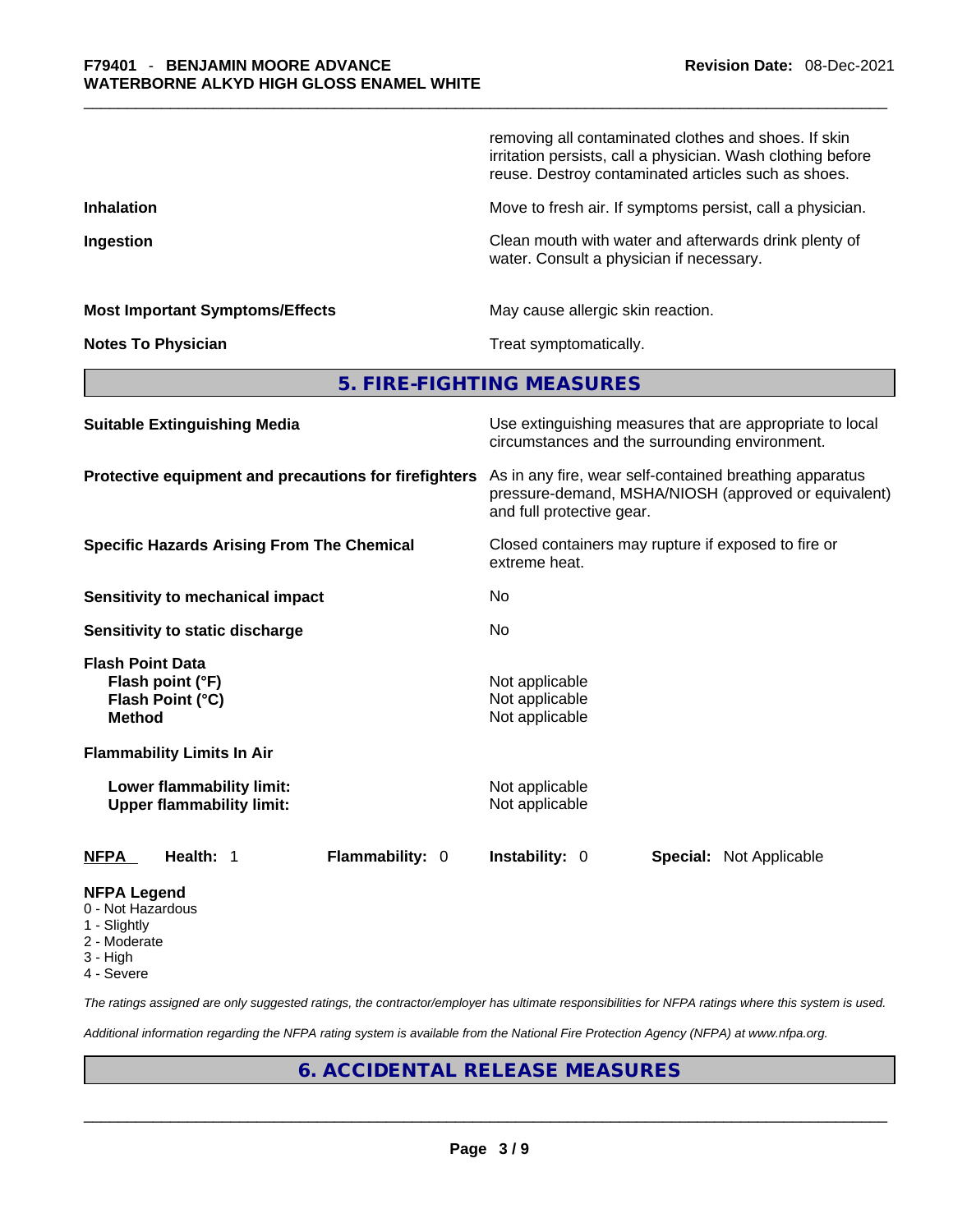removing all contaminated clothes and shoes. If skin irritation persists, call a physician. Wash clothing before reuse. Destroy contaminated articles such as shoes.

| | |
|---|---|
| **Inhalation** | Move to fresh air. If symptoms persist, call a physician. |
| **Ingestion** | Clean mouth with water and afterwards drink plenty of water. Consult a physician if necessary. |
| **Most Important Symptoms/Effects** | May cause allergic skin reaction. |
| **Notes To Physician** | Treat symptomatically. |

## 5. FIRE-FIGHTING MEASURES

| | |
|---|---|
| **Suitable Extinguishing Media** | Use extinguishing measures that are appropriate to local circumstances and the surrounding environment. |
| **Protective equipment and precautions for firefighters** | As in any fire, wear self-contained breathing apparatus pressure-demand, MSHA/NIOSH (approved or equivalent) and full protective gear. |
| **Specific Hazards Arising From The Chemical** | Closed containers may rupture if exposed to fire or extreme heat. |
| **Sensitivity to mechanical impact** | No |
| **Sensitivity to static discharge** | No |

**Flash Point Data**

| | |
|---|---|
| **Flash point (°F)** | Not applicable |
| **Flash Point (°C)** | Not applicable |
| **Method** | Not applicable |

**Flammability Limits In Air**

| | |
|---|---|
| **Lower flammability limit:** | Not applicable |
| **Upper flammability limit:** | Not applicable |

| **NFPA** | **Health:** 1 | **Flammability:** 0 | **Instability:** 0 | **Special:** Not Applicable |
|---|---|---|---|---|

**NFPA Legend**
- 0 - Not Hazardous
- 1 - Slightly
- 2 - Moderate
- 3 - High
- 4 - Severe

*The ratings assigned are only suggested ratings, the contractor/employer has ultimate responsibilities for NFPA ratings where this system is used.*

*Additional information regarding the NFPA rating system is available from the National Fire Protection Agency (NFPA) at www.nfpa.org.*

## 6. ACCIDENTAL RELEASE MEASURES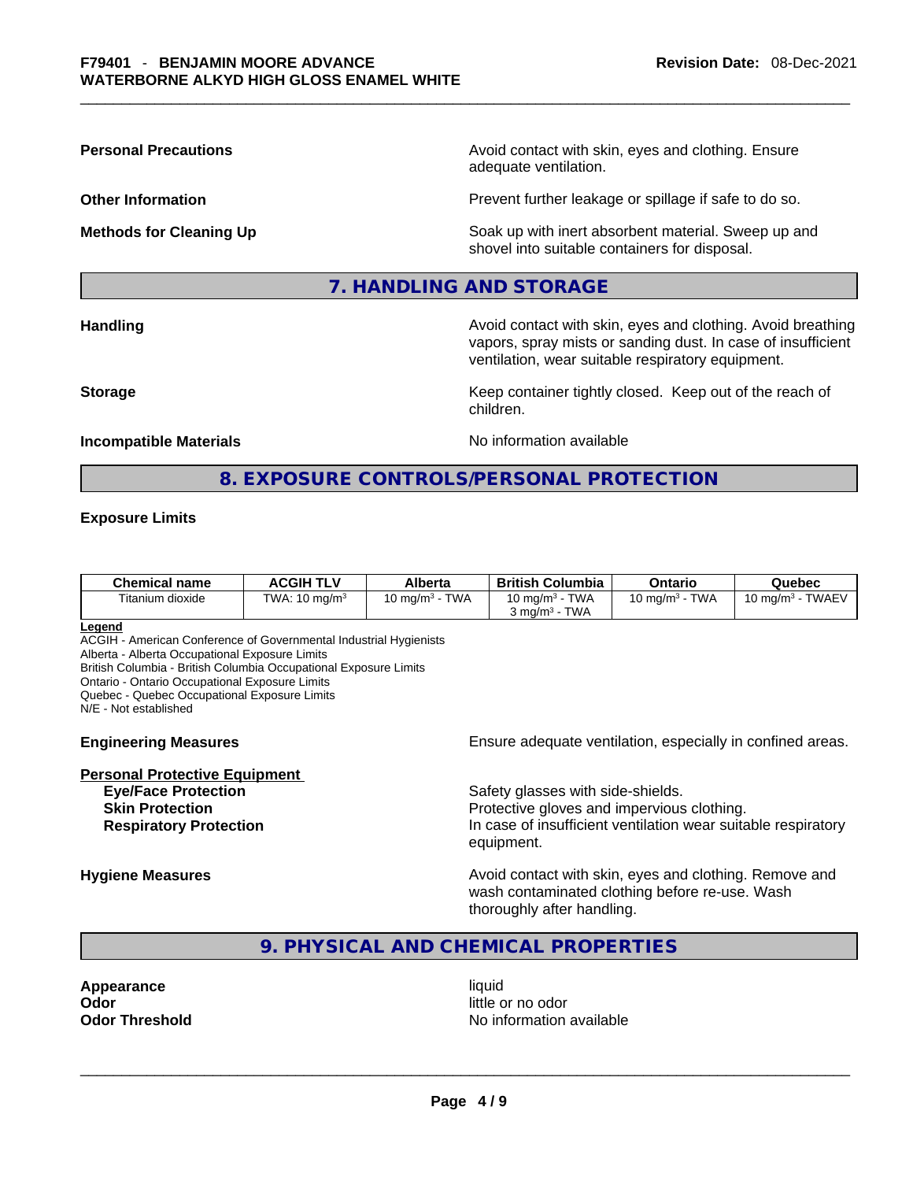**Personal Precautions** Avoid contact with skin, eyes and clothing. Ensure adequate ventilation.

**Other Information** Prevent further leakage or spillage if safe to do so.

**Methods for Cleaning Up** Soak up with inert absorbent material. Sweep up and shovel into suitable containers for disposal.

## 7. HANDLING AND STORAGE

**Handling** Avoid contact with skin, eyes and clothing. Avoid breathing vapors, spray mists or sanding dust. In case of insufficient ventilation, wear suitable respiratory equipment.

**Storage** Keep container tightly closed. Keep out of the reach of children.

**Incompatible Materials** No information available

## 8. EXPOSURE CONTROLS/PERSONAL PROTECTION

**Exposure Limits**

| Chemical name | ACGIH TLV | Alberta | British Columbia | Ontario | Quebec |
|---|---|---|---|---|---|
| Titanium dioxide | TWA: 10 mg/m³ | 10 mg/m³ - TWA | 10 mg/m³ - TWA<br>3 mg/m³ - TWA | 10 mg/m³ - TWA | 10 mg/m³ - TWAEV |

**Legend**
ACGIH - American Conference of Governmental Industrial Hygienists
Alberta - Alberta Occupational Exposure Limits
British Columbia - British Columbia Occupational Exposure Limits
Ontario - Ontario Occupational Exposure Limits
Quebec - Quebec Occupational Exposure Limits
N/E - Not established

**Engineering Measures** Ensure adequate ventilation, especially in confined areas.

**Personal Protective Equipment**
**Eye/Face Protection** Safety glasses with side-shields.
**Skin Protection** Protective gloves and impervious clothing.
**Respiratory Protection** In case of insufficient ventilation wear suitable respiratory equipment.

**Hygiene Measures** Avoid contact with skin, eyes and clothing. Remove and wash contaminated clothing before re-use. Wash thoroughly after handling.

## 9. PHYSICAL AND CHEMICAL PROPERTIES

**Appearance** liquid
**Odor** little or no odor
**Odor Threshold** No information available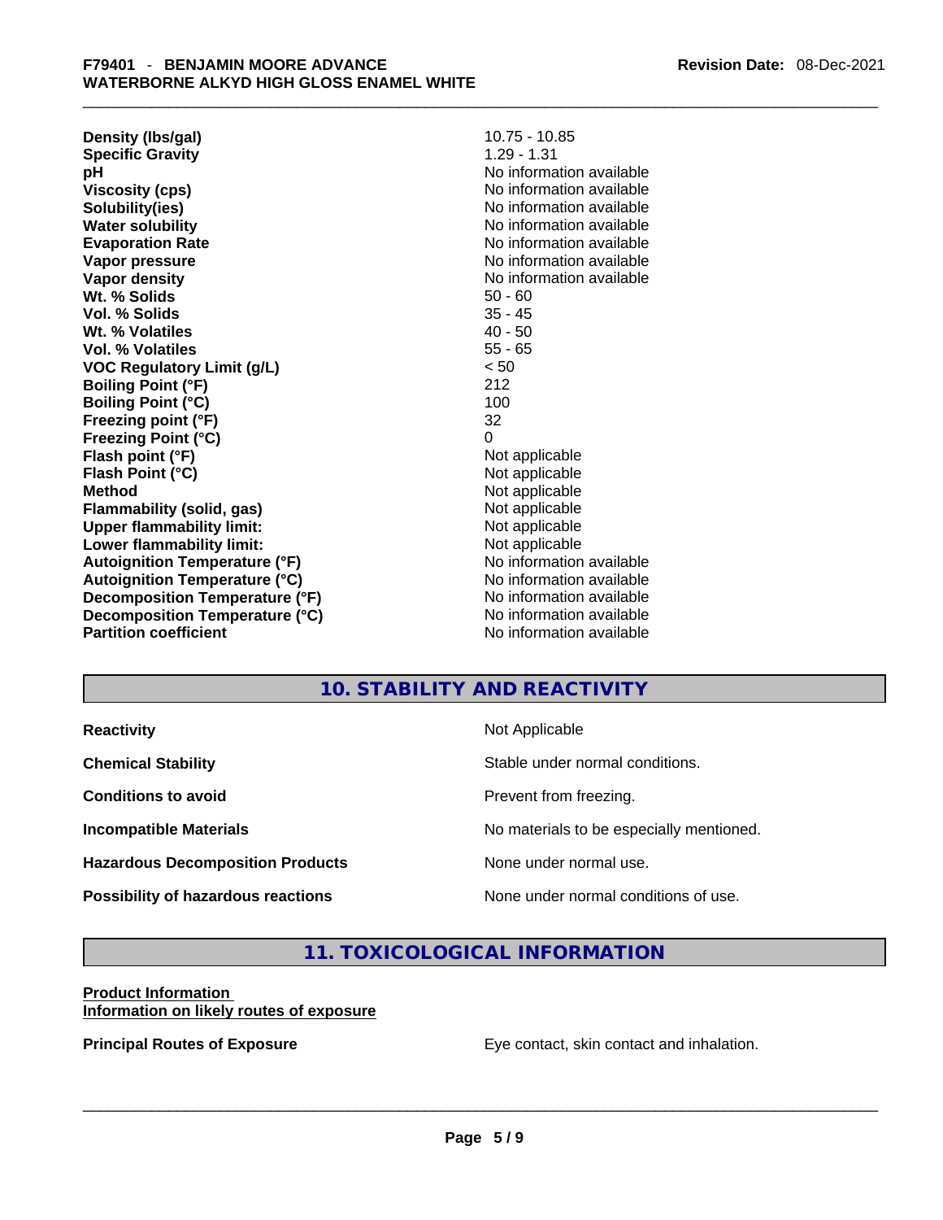| | |
|---|---|
| **Density (lbs/gal)** | 10.75 - 10.85 |
| **Specific Gravity** | 1.29 - 1.31 |
| **pH** | No information available |
| **Viscosity (cps)** | No information available |
| **Solubility(ies)** | No information available |
| **Water solubility** | No information available |
| **Evaporation Rate** | No information available |
| **Vapor pressure** | No information available |
| **Vapor density** | No information available |
| **Wt. % Solids** | 50 - 60 |
| **Vol. % Solids** | 35 - 45 |
| **Wt. % Volatiles** | 40 - 50 |
| **Vol. % Volatiles** | 55 - 65 |
| **VOC Regulatory Limit (g/L)** | < 50 |
| **Boiling Point (°F)** | 212 |
| **Boiling Point (°C)** | 100 |
| **Freezing point (°F)** | 32 |
| **Freezing Point (°C)** | 0 |
| **Flash point (°F)** | Not applicable |
| **Flash Point (°C)** | Not applicable |
| **Method** | Not applicable |
| **Flammability (solid, gas)** | Not applicable |
| **Upper flammability limit:** | Not applicable |
| **Lower flammability limit:** | Not applicable |
| **Autoignition Temperature (°F)** | No information available |
| **Autoignition Temperature (°C)** | No information available |
| **Decomposition Temperature (°F)** | No information available |
| **Decomposition Temperature (°C)** | No information available |
| **Partition coefficient** | No information available |

## 10. STABILITY AND REACTIVITY

| | |
|---|---|
| **Reactivity** | Not Applicable |
| **Chemical Stability** | Stable under normal conditions. |
| **Conditions to avoid** | Prevent from freezing. |
| **Incompatible Materials** | No materials to be especially mentioned. |
| **Hazardous Decomposition Products** | None under normal use. |
| **Possibility of hazardous reactions** | None under normal conditions of use. |

## 11. TOXICOLOGICAL INFORMATION

**Product Information**
**Information on likely routes of exposure**

**Principal Routes of Exposure** Eye contact, skin contact and inhalation.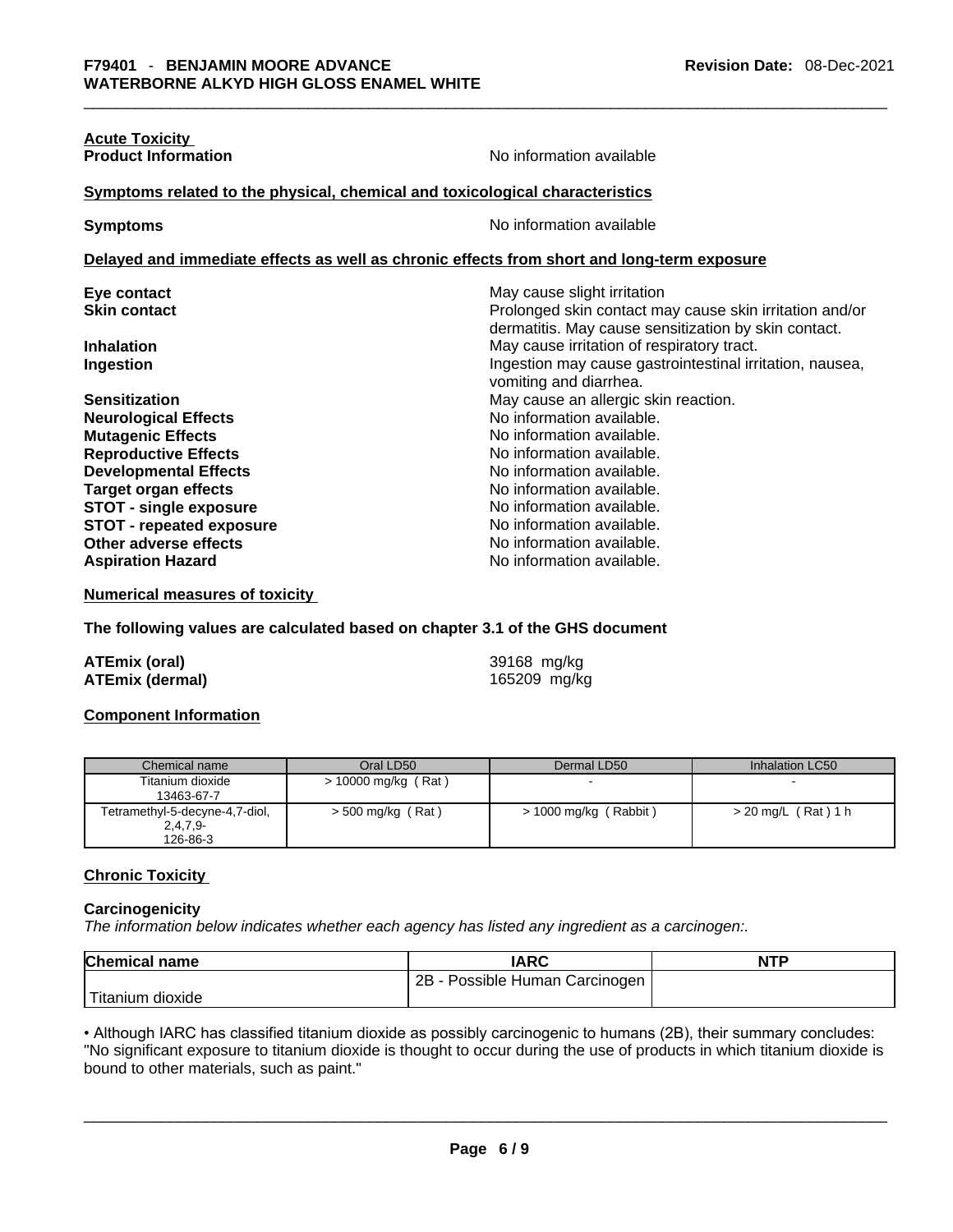**Acute Toxicity**

**Product Information** No information available

**Symptoms related to the physical, chemical and toxicological characteristics**

**Symptoms** No information available

**Delayed and immediate effects as well as chronic effects from short and long-term exposure**

| | |
|---|---|
| **Eye contact** | May cause slight irritation |
| **Skin contact** | Prolonged skin contact may cause skin irritation and/or dermatitis. May cause sensitization by skin contact. |
| **Inhalation** | May cause irritation of respiratory tract. |
| **Ingestion** | Ingestion may cause gastrointestinal irritation, nausea, vomiting and diarrhea. |
| **Sensitization** | May cause an allergic skin reaction. |
| **Neurological Effects** | No information available. |
| **Mutagenic Effects** | No information available. |
| **Reproductive Effects** | No information available. |
| **Developmental Effects** | No information available. |
| **Target organ effects** | No information available. |
| **STOT - single exposure** | No information available. |
| **STOT - repeated exposure** | No information available. |
| **Other adverse effects** | No information available. |
| **Aspiration Hazard** | No information available. |

**Numerical measures of toxicity**

**The following values are calculated based on chapter 3.1 of the GHS document**

| | |
|---|---|
| **ATEmix (oral)** | 39168 mg/kg |
| **ATEmix (dermal)** | 165209 mg/kg |

**Component Information**

| Chemical name | Oral LD50 | Dermal LD50 | Inhalation LC50 |
|---|---|---|---|
| Titanium dioxide 13463-67-7 | > 10000 mg/kg ( Rat ) | - | - |
| Tetramethyl-5-decyne-4,7-diol, 2,4,7,9- 126-86-3 | > 500 mg/kg ( Rat ) | > 1000 mg/kg ( Rabbit ) | > 20 mg/L ( Rat ) 1 h |

**Chronic Toxicity**

**Carcinogenicity**

*The information below indicates whether each agency has listed any ingredient as a carcinogen:.*

| Chemical name | IARC | NTP |
|---|---|---|
| Titanium dioxide | 2B - Possible Human Carcinogen | |

• Although IARC has classified titanium dioxide as possibly carcinogenic to humans (2B), their summary concludes: "No significant exposure to titanium dioxide is thought to occur during the use of products in which titanium dioxide is bound to other materials, such as paint."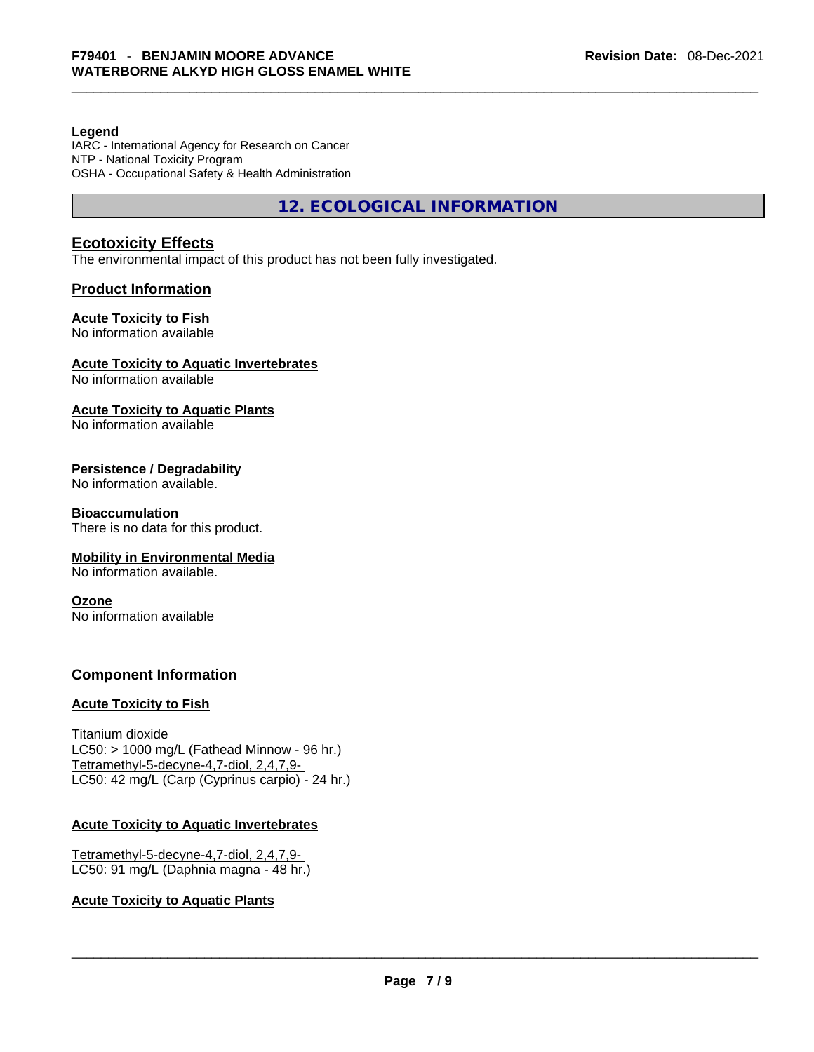**Legend**
IARC - International Agency for Research on Cancer
NTP - National Toxicity Program
OSHA - Occupational Safety & Health Administration

## 12. ECOLOGICAL INFORMATION

### Ecotoxicity Effects

The environmental impact of this product has not been fully investigated.

### Product Information

**Acute Toxicity to Fish**
No information available

**Acute Toxicity to Aquatic Invertebrates**
No information available

**Acute Toxicity to Aquatic Plants**
No information available

**Persistence / Degradability**
No information available.

**Bioaccumulation**
There is no data for this product.

**Mobility in Environmental Media**
No information available.

**Ozone**
No information available

### Component Information

**Acute Toxicity to Fish**

Titanium dioxide
LC50: > 1000 mg/L (Fathead Minnow - 96 hr.)
Tetramethyl-5-decyne-4,7-diol, 2,4,7,9-
LC50: 42 mg/L (Carp (Cyprinus carpio) - 24 hr.)

**Acute Toxicity to Aquatic Invertebrates**

Tetramethyl-5-decyne-4,7-diol, 2,4,7,9-
LC50: 91 mg/L (Daphnia magna - 48 hr.)

**Acute Toxicity to Aquatic Plants**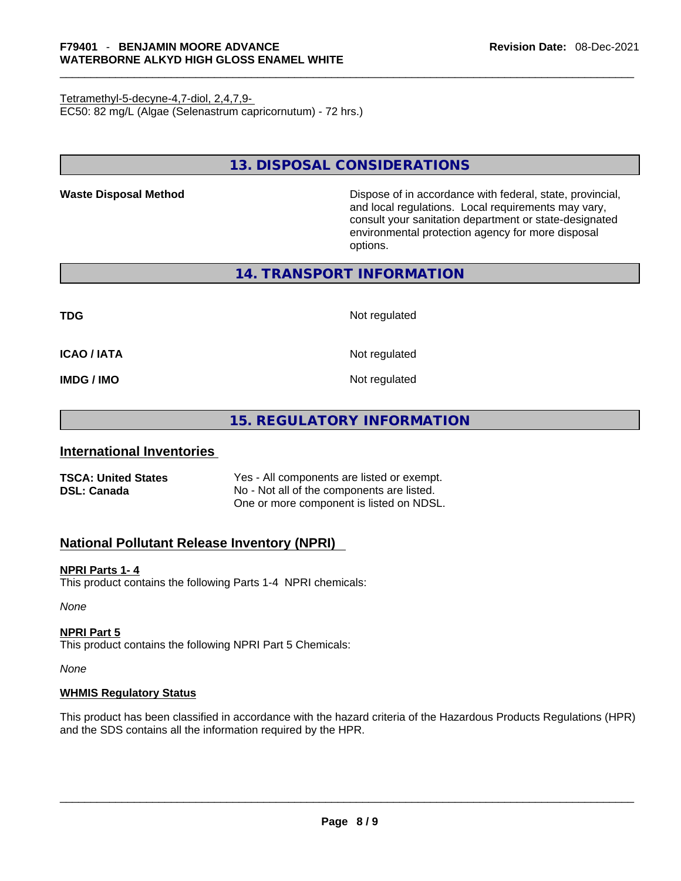Tetramethyl-5-decyne-4,7-diol, 2,4,7,9-
EC50: 82 mg/L (Algae (Selenastrum capricornutum) - 72 hrs.)

## 13. DISPOSAL CONSIDERATIONS

| | |
|---|---|
| **Waste Disposal Method** | Dispose of in accordance with federal, state, provincial, and local regulations. Local requirements may vary, consult your sanitation department or state-designated environmental protection agency for more disposal options. |

## 14. TRANSPORT INFORMATION

| | |
|---|---|
| **TDG** | Not regulated |
| **ICAO / IATA** | Not regulated |
| **IMDG / IMO** | Not regulated |

## 15. REGULATORY INFORMATION

### International Inventories

| | |
|---|---|
| **TSCA: United States** | Yes - All components are listed or exempt. |
| **DSL: Canada** | No - Not all of the components are listed. One or more component is listed on NDSL. |

### National Pollutant Release Inventory (NPRI)

**NPRI Parts 1- 4**
This product contains the following Parts 1-4 NPRI chemicals:

*None*

**NPRI Part 5**
This product contains the following NPRI Part 5 Chemicals:

*None*

**WHMIS Regulatory Status**

This product has been classified in accordance with the hazard criteria of the Hazardous Products Regulations (HPR) and the SDS contains all the information required by the HPR.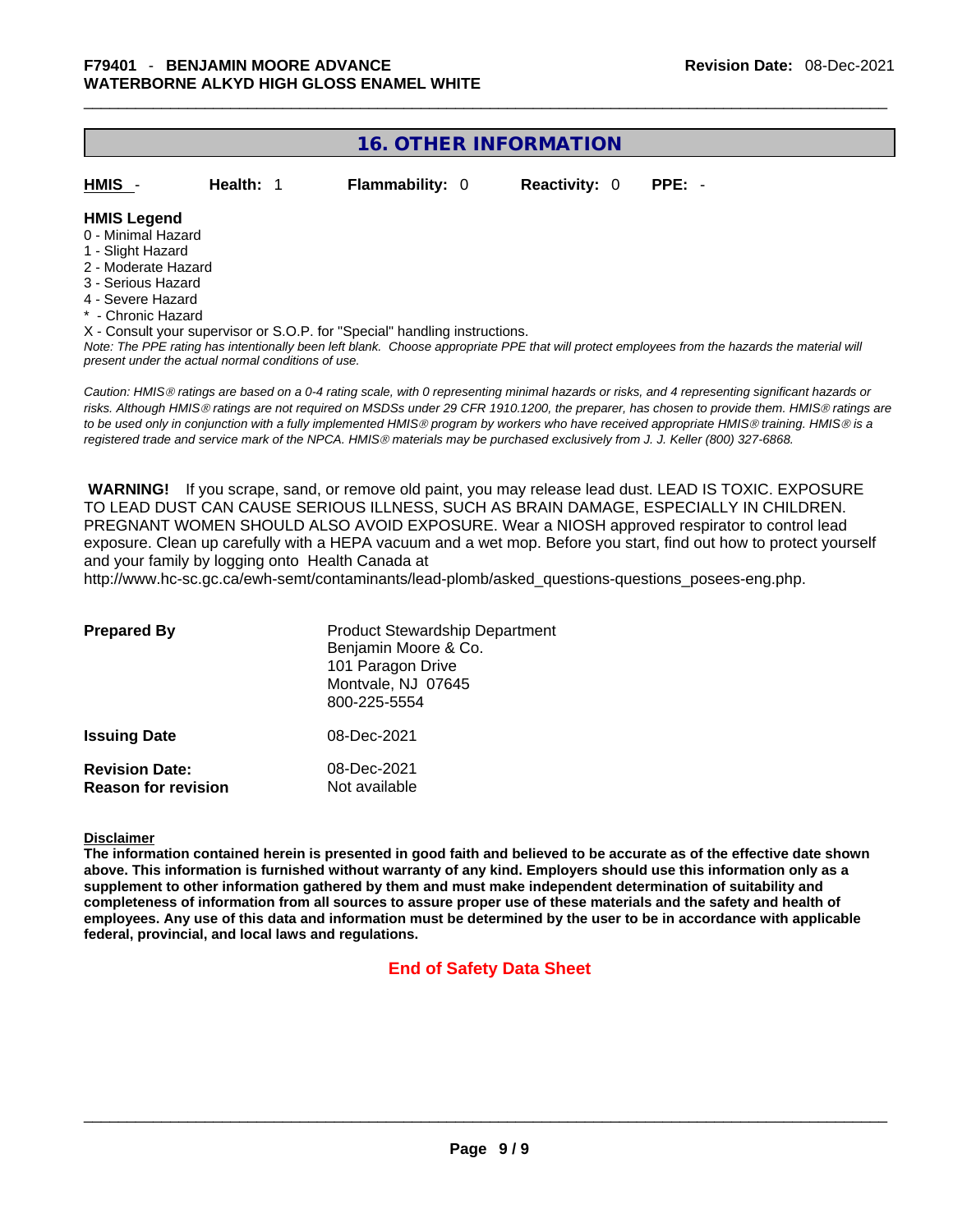## 16. OTHER INFORMATION

| HMIS - | Health: 1 | Flammability: 0 | Reactivity: 0 | PPE: - |
|---|---|---|---|---|

**HMIS Legend**
0 - Minimal Hazard
1 - Slight Hazard
2 - Moderate Hazard
3 - Serious Hazard
4 - Severe Hazard
* - Chronic Hazard
X - Consult your supervisor or S.O.P. for "Special" handling instructions.

*Note: The PPE rating has intentionally been left blank. Choose appropriate PPE that will protect employees from the hazards the material will present under the actual normal conditions of use.*

*Caution: HMIS® ratings are based on a 0-4 rating scale, with 0 representing minimal hazards or risks, and 4 representing significant hazards or risks. Although HMIS® ratings are not required on MSDSs under 29 CFR 1910.1200, the preparer, has chosen to provide them. HMIS® ratings are to be used only in conjunction with a fully implemented HMIS® program by workers who have received appropriate HMIS® training. HMIS® is a registered trade and service mark of the NPCA. HMIS® materials may be purchased exclusively from J. J. Keller (800) 327-6868.*

**WARNING!** If you scrape, sand, or remove old paint, you may release lead dust. LEAD IS TOXIC. EXPOSURE TO LEAD DUST CAN CAUSE SERIOUS ILLNESS, SUCH AS BRAIN DAMAGE, ESPECIALLY IN CHILDREN. PREGNANT WOMEN SHOULD ALSO AVOID EXPOSURE. Wear a NIOSH approved respirator to control lead exposure. Clean up carefully with a HEPA vacuum and a wet mop. Before you start, find out how to protect yourself and your family by logging onto Health Canada at http://www.hc-sc.gc.ca/ewh-semt/contaminants/lead-plomb/asked_questions-questions_posees-eng.php.

| | |
|---|---|
| **Prepared By** | Product Stewardship Department<br>Benjamin Moore & Co.<br>101 Paragon Drive<br>Montvale, NJ 07645<br>800-225-5554 |
| **Issuing Date** | 08-Dec-2021 |
| **Revision Date:** | 08-Dec-2021 |
| **Reason for revision** | Not available |

**Disclaimer**

**The information contained herein is presented in good faith and believed to be accurate as of the effective date shown above. This information is furnished without warranty of any kind. Employers should use this information only as a supplement to other information gathered by them and must make independent determination of suitability and completeness of information from all sources to assure proper use of these materials and the safety and health of employees. Any use of this data and information must be determined by the user to be in accordance with applicable federal, provincial, and local laws and regulations.**

**End of Safety Data Sheet**